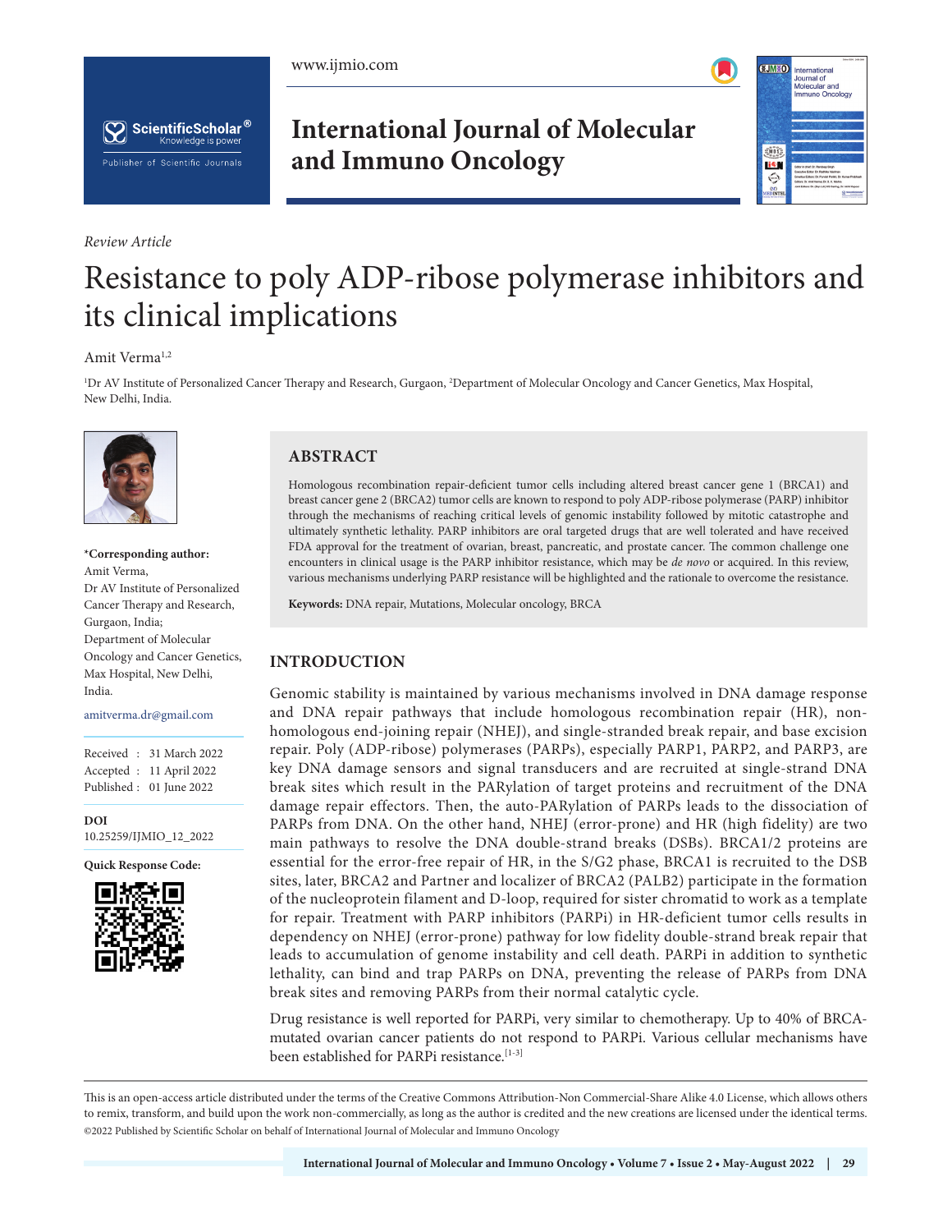*Review Article*

# Resistance to poly ADP-ribose polymerase inhibitors and its clinical implications

Amit Verma[1,2]

[1]Dr AV Institute of Personalized Cancer Therapy and Research, Gurgaon, [2]Department of Molecular Oncology and Cancer Genetics, Max Hospital, New Delhi, India.

**\*Corresponding author:**
Amit Verma,
Dr AV Institute of Personalized Cancer Therapy and Research, Gurgaon, India;
Department of Molecular Oncology and Cancer Genetics, Max Hospital, New Delhi, India.

amitverma.dr@gmail.com

Received : 31 March 2022
Accepted : 11 April 2022
Published : 01 June 2022

**DOI**
10.25259/IJMIO_12_2022

**Quick Response Code:**

## ABSTRACT

Homologous recombination repair-deficient tumor cells including altered breast cancer gene 1 (BRCA1) and breast cancer gene 2 (BRCA2) tumor cells are known to respond to poly ADP-ribose polymerase (PARP) inhibitor through the mechanisms of reaching critical levels of genomic instability followed by mitotic catastrophe and ultimately synthetic lethality. PARP inhibitors are oral targeted drugs that are well tolerated and have received FDA approval for the treatment of ovarian, breast, pancreatic, and prostate cancer. The common challenge one encounters in clinical usage is the PARP inhibitor resistance, which may be *de novo* or acquired. In this review, various mechanisms underlying PARP resistance will be highlighted and the rationale to overcome the resistance.

**Keywords:** DNA repair, Mutations, Molecular oncology, BRCA

## INTRODUCTION

Genomic stability is maintained by various mechanisms involved in DNA damage response and DNA repair pathways that include homologous recombination repair (HR), non-homologous end-joining repair (NHEJ), and single-stranded break repair, and base excision repair. Poly (ADP-ribose) polymerases (PARPs), especially PARP1, PARP2, and PARP3, are key DNA damage sensors and signal transducers and are recruited at single-strand DNA break sites which result in the PARylation of target proteins and recruitment of the DNA damage repair effectors. Then, the auto-PARylation of PARPs leads to the dissociation of PARPs from DNA. On the other hand, NHEJ (error-prone) and HR (high fidelity) are two main pathways to resolve the DNA double-strand breaks (DSBs). BRCA1/2 proteins are essential for the error-free repair of HR, in the S/G2 phase, BRCA1 is recruited to the DSB sites, later, BRCA2 and Partner and localizer of BRCA2 (PALB2) participate in the formation of the nucleoprotein filament and D-loop, required for sister chromatid to work as a template for repair. Treatment with PARP inhibitors (PARPi) in HR-deficient tumor cells results in dependency on NHEJ (error-prone) pathway for low fidelity double-strand break repair that leads to accumulation of genome instability and cell death. PARPi in addition to synthetic lethality, can bind and trap PARPs on DNA, preventing the release of PARPs from DNA break sites and removing PARPs from their normal catalytic cycle.

Drug resistance is well reported for PARPi, very similar to chemotherapy. Up to 40% of BRCA-mutated ovarian cancer patients do not respond to PARPi. Various cellular mechanisms have been established for PARPi resistance.[1-3]

This is an open-access article distributed under the terms of the Creative Commons Attribution-Non Commercial-Share Alike 4.0 License, which allows others to remix, transform, and build upon the work non-commercially, as long as the author is credited and the new creations are licensed under the identical terms.
©2022 Published by Scientific Scholar on behalf of International Journal of Molecular and Immuno Oncology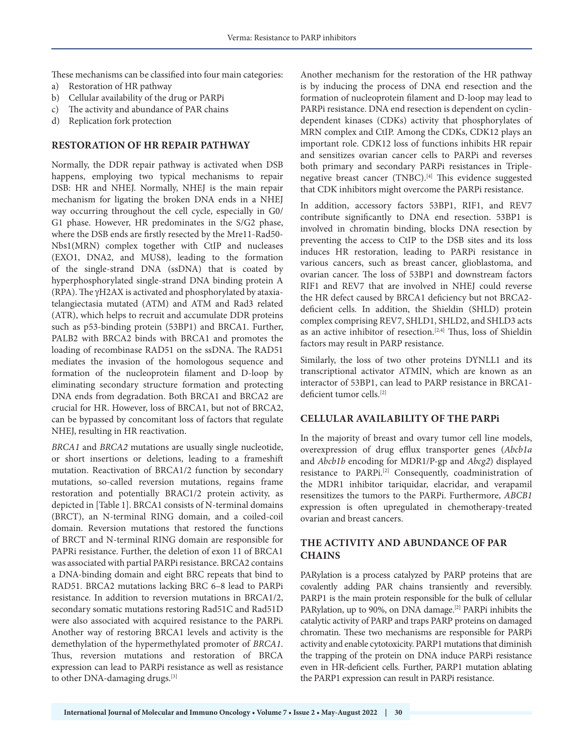These mechanisms can be classified into four main categories:

a) Restoration of HR pathway
b) Cellular availability of the drug or PARPi
c) The activity and abundance of PAR chains
d) Replication fork protection

## RESTORATION OF HR REPAIR PATHWAY

Normally, the DDR repair pathway is activated when DSB happens, employing two typical mechanisms to repair DSB: HR and NHEJ. Normally, NHEJ is the main repair mechanism for ligating the broken DNA ends in a NHEJ way occurring throughout the cell cycle, especially in G0/G1 phase. However, HR predominates in the S/G2 phase, where the DSB ends are firstly resected by the Mre11-Rad50-Nbs1(MRN) complex together with CtIP and nucleases (EXO1, DNA2, and MUS8), leading to the formation of the single-strand DNA (ssDNA) that is coated by hyperphosphorylated single-strand DNA binding protein A (RPA). The γH2AX is activated and phosphorylated by ataxia-telangiectasia mutated (ATM) and ATM and Rad3 related (ATR), which helps to recruit and accumulate DDR proteins such as p53-binding protein (53BP1) and BRCA1. Further, PALB2 with BRCA2 binds with BRCA1 and promotes the loading of recombinase RAD51 on the ssDNA. The RAD51 mediates the invasion of the homologous sequence and formation of the nucleoprotein filament and D-loop by eliminating secondary structure formation and protecting DNA ends from degradation. Both BRCA1 and BRCA2 are crucial for HR. However, loss of BRCA1, but not of BRCA2, can be bypassed by concomitant loss of factors that regulate NHEJ, resulting in HR reactivation.

*BRCA1* and *BRCA2* mutations are usually single nucleotide, or short insertions or deletions, leading to a frameshift mutation. Reactivation of BRCA1/2 function by secondary mutations, so-called reversion mutations, regains frame restoration and potentially BRAC1/2 protein activity, as depicted in [Table 1]. BRCA1 consists of N-terminal domains (BRCT), an N-terminal RING domain, and a coiled-coil domain. Reversion mutations that restored the functions of BRCT and N-terminal RING domain are responsible for PAPRi resistance. Further, the deletion of exon 11 of BRCA1 was associated with partial PARPi resistance. BRCA2 contains a DNA-binding domain and eight BRC repeats that bind to RAD51. BRCA2 mutations lacking BRC 6–8 lead to PARPi resistance. In addition to reversion mutations in BRCA1/2, secondary somatic mutations restoring Rad51C and Rad51D were also associated with acquired resistance to the PARPi. Another way of restoring BRCA1 levels and activity is the demethylation of the hypermethylated promoter of *BRCA1*. Thus, reversion mutations and restoration of BRCA expression can lead to PARPi resistance as well as resistance to other DNA-damaging drugs.[3]

Another mechanism for the restoration of the HR pathway is by inducing the process of DNA end resection and the formation of nucleoprotein filament and D-loop may lead to PARPi resistance. DNA end resection is dependent on cyclin-dependent kinases (CDKs) activity that phosphorylates of MRN complex and CtIP. Among the CDKs, CDK12 plays an important role. CDK12 loss of functions inhibits HR repair and sensitizes ovarian cancer cells to PARPi and reverses both primary and secondary PARPi resistances in Triple-negative breast cancer (TNBC).[4] This evidence suggested that CDK inhibitors might overcome the PARPi resistance.

In addition, accessory factors 53BP1, RIF1, and REV7 contribute significantly to DNA end resection. 53BP1 is involved in chromatin binding, blocks DNA resection by preventing the access to CtIP to the DSB sites and its loss induces HR restoration, leading to PARPi resistance in various cancers, such as breast cancer, glioblastoma, and ovarian cancer. The loss of 53BP1 and downstream factors RIF1 and REV7 that are involved in NHEJ could reverse the HR defect caused by BRCA1 deficiency but not BRCA2-deficient cells. In addition, the Shieldin (SHLD) protein complex comprising REV7, SHLD1, SHLD2, and SHLD3 acts as an active inhibitor of resection.[2,4] Thus, loss of Shieldin factors may result in PARP resistance.

Similarly, the loss of two other proteins DYNLL1 and its transcriptional activator ATMIN, which are known as an interactor of 53BP1, can lead to PARP resistance in BRCA1-deficient tumor cells.[2]

## CELLULAR AVAILABILITY OF THE PARPi

In the majority of breast and ovary tumor cell line models, overexpression of drug efflux transporter genes (*Abcb1a* and *Abcb1b* encoding for MDR1/P-gp and *Abcg2*) displayed resistance to PARPi.[2] Consequently, coadministration of the MDR1 inhibitor tariquidar, elacridar, and verapamil resensitizes the tumors to the PARPi. Furthermore, *ABCB1* expression is often upregulated in chemotherapy-treated ovarian and breast cancers.

## THE ACTIVITY AND ABUNDANCE OF PAR CHAINS

PARylation is a process catalyzed by PARP proteins that are covalently adding PAR chains transiently and reversibly. PARP1 is the main protein responsible for the bulk of cellular PARylation, up to 90%, on DNA damage.[2] PARPi inhibits the catalytic activity of PARP and traps PARP proteins on damaged chromatin. These two mechanisms are responsible for PARPi activity and enable cytotoxicity. PARP1 mutations that diminish the trapping of the protein on DNA induce PARPi resistance even in HR-deficient cells. Further, PARP1 mutation ablating the PARP1 expression can result in PARPi resistance.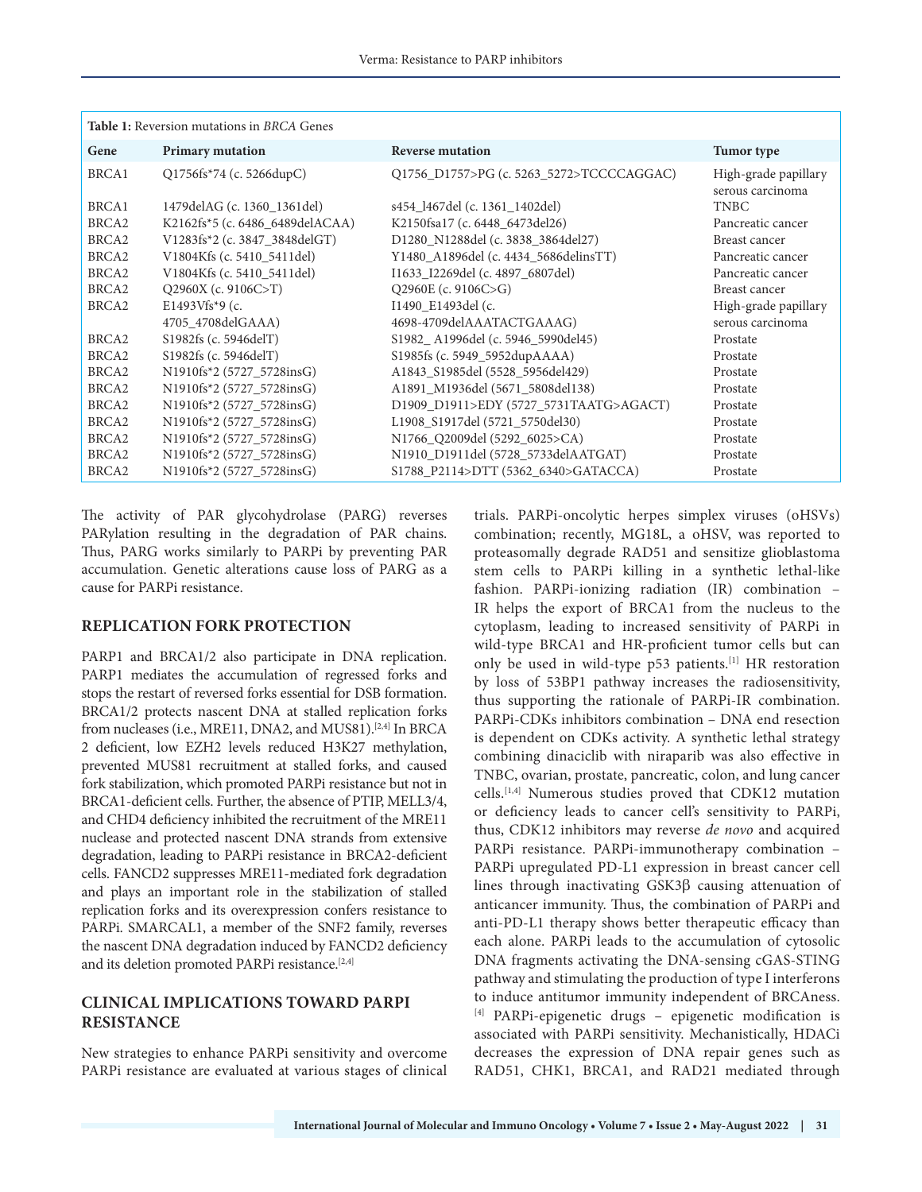**Table 1:** Reversion mutations in *BRCA* Genes

| Gene | Primary mutation | Reverse mutation | Tumor type |
|---|---|---|---|
| BRCA1 | Q1756fs*74 (c. 5266dupC) | Q1756_D1757>PG (c. 5263_5272>TCCCCAGGAC) | High-grade papillary serous carcinoma |
| BRCA1 | 1479delAG (c. 1360_1361del) | s454_l467del (c. 1361_1402del) | TNBC |
| BRCA2 | K2162fs*5 (c. 6486_6489delACAA) | K2150fsa17 (c. 6448_6473del26) | Pancreatic cancer |
| BRCA2 | V1283fs*2 (c. 3847_3848delGT) | D1280_N1288del (c. 3838_3864del27) | Breast cancer |
| BRCA2 | V1804Kfs (c. 5410_5411del) | Y1480_A1896del (c. 4434_5686delinsTT) | Pancreatic cancer |
| BRCA2 | V1804Kfs (c. 5410_5411del) | I1633_I2269del (c. 4897_6807del) | Pancreatic cancer |
| BRCA2 | Q2960X (c. 9106C>T) | Q2960E (c. 9106C>G) | Breast cancer |
| BRCA2 | E1493Vfs*9 (c. 4705_4708delGAAA) | I1490_E1493del (c. 4698-4709delAAATACTGAAAG) | High-grade papillary serous carcinoma |
| BRCA2 | S1982fs (c. 5946delT) | S1982_ A1996del (c. 5946_5990del45) | Prostate |
| BRCA2 | S1982fs (c. 5946delT) | S1985fs (c. 5949_5952dupAAAA) | Prostate |
| BRCA2 | N1910fs*2 (5727_5728insG) | A1843_S1985del (5528_5956del429) | Prostate |
| BRCA2 | N1910fs*2 (5727_5728insG) | A1891_M1936del (5671_5808del138) | Prostate |
| BRCA2 | N1910fs*2 (5727_5728insG) | D1909_D1911>EDY (5727_5731TAATG>AGACT) | Prostate |
| BRCA2 | N1910fs*2 (5727_5728insG) | L1908_S1917del (5721_5750del30) | Prostate |
| BRCA2 | N1910fs*2 (5727_5728insG) | N1766_Q2009del (5292_6025>CA) | Prostate |
| BRCA2 | N1910fs*2 (5727_5728insG) | N1910_D1911del (5728_5733delAATGAT) | Prostate |
| BRCA2 | N1910fs*2 (5727_5728insG) | S1788_P2114>DTT (5362_6340>GATACCA) | Prostate |

The activity of PAR glycohydrolase (PARG) reverses PARylation resulting in the degradation of PAR chains. Thus, PARG works similarly to PARPi by preventing PAR accumulation. Genetic alterations cause loss of PARG as a cause for PARPi resistance.

## REPLICATION FORK PROTECTION

PARP1 and BRCA1/2 also participate in DNA replication. PARP1 mediates the accumulation of regressed forks and stops the restart of reversed forks essential for DSB formation. BRCA1/2 protects nascent DNA at stalled replication forks from nucleases (i.e., MRE11, DNA2, and MUS81).[2,4] In BRCA 2 deficient, low EZH2 levels reduced H3K27 methylation, prevented MUS81 recruitment at stalled forks, and caused fork stabilization, which promoted PARPi resistance but not in BRCA1-deficient cells. Further, the absence of PTIP, MELL3/4, and CHD4 deficiency inhibited the recruitment of the MRE11 nuclease and protected nascent DNA strands from extensive degradation, leading to PARPi resistance in BRCA2-deficient cells. FANCD2 suppresses MRE11-mediated fork degradation and plays an important role in the stabilization of stalled replication forks and its overexpression confers resistance to PARPi. SMARCAL1, a member of the SNF2 family, reverses the nascent DNA degradation induced by FANCD2 deficiency and its deletion promoted PARPi resistance.[2,4]

## CLINICAL IMPLICATIONS TOWARD PARPI RESISTANCE

New strategies to enhance PARPi sensitivity and overcome PARPi resistance are evaluated at various stages of clinical trials. PARPi-oncolytic herpes simplex viruses (oHSVs) combination; recently, MG18L, a oHSV, was reported to proteasomally degrade RAD51 and sensitize glioblastoma stem cells to PARPi killing in a synthetic lethal-like fashion. PARPi-ionizing radiation (IR) combination – IR helps the export of BRCA1 from the nucleus to the cytoplasm, leading to increased sensitivity of PARPi in wild-type BRCA1 and HR-proficient tumor cells but can only be used in wild-type p53 patients.[1] HR restoration by loss of 53BP1 pathway increases the radiosensitivity, thus supporting the rationale of PARPi-IR combination. PARPi-CDKs inhibitors combination – DNA end resection is dependent on CDKs activity. A synthetic lethal strategy combining dinaciclib with niraparib was also effective in TNBC, ovarian, prostate, pancreatic, colon, and lung cancer cells.[1,4] Numerous studies proved that CDK12 mutation or deficiency leads to cancer cell's sensitivity to PARPi, thus, CDK12 inhibitors may reverse *de novo* and acquired PARPi resistance. PARPi-immunotherapy combination – PARPi upregulated PD-L1 expression in breast cancer cell lines through inactivating GSK3β causing attenuation of anticancer immunity. Thus, the combination of PARPi and anti-PD-L1 therapy shows better therapeutic efficacy than each alone. PARPi leads to the accumulation of cytosolic DNA fragments activating the DNA-sensing cGAS-STING pathway and stimulating the production of type I interferons to induce antitumor immunity independent of BRCAness.[4] PARPi-epigenetic drugs – epigenetic modification is associated with PARPi sensitivity. Mechanistically, HDACi decreases the expression of DNA repair genes such as RAD51, CHK1, BRCA1, and RAD21 mediated through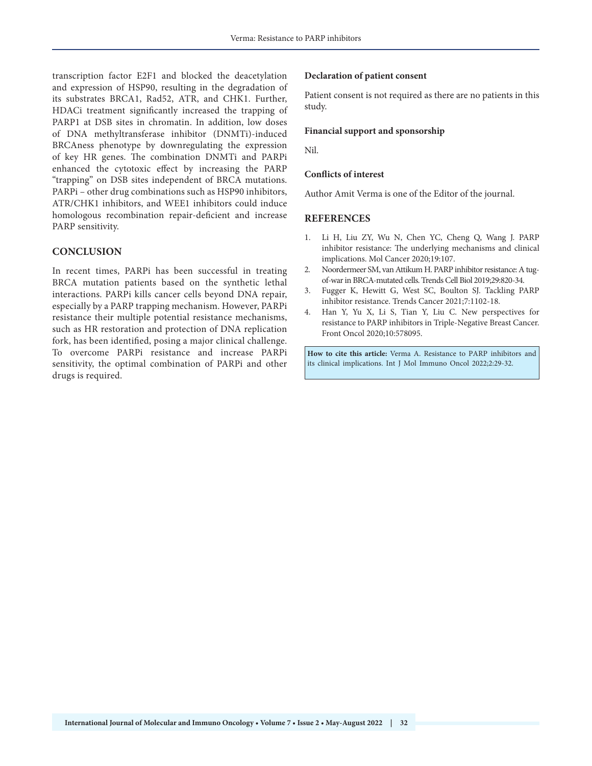transcription factor E2F1 and blocked the deacetylation and expression of HSP90, resulting in the degradation of its substrates BRCA1, Rad52, ATR, and CHK1. Further, HDACi treatment significantly increased the trapping of PARP1 at DSB sites in chromatin. In addition, low doses of DNA methyltransferase inhibitor (DNMTi)-induced BRCAness phenotype by downregulating the expression of key HR genes. The combination DNMTi and PARPi enhanced the cytotoxic effect by increasing the PARP "trapping" on DSB sites independent of BRCA mutations. PARPi – other drug combinations such as HSP90 inhibitors, ATR/CHK1 inhibitors, and WEE1 inhibitors could induce homologous recombination repair-deficient and increase PARP sensitivity.

## CONCLUSION

In recent times, PARPi has been successful in treating BRCA mutation patients based on the synthetic lethal interactions. PARPi kills cancer cells beyond DNA repair, especially by a PARP trapping mechanism. However, PARPi resistance their multiple potential resistance mechanisms, such as HR restoration and protection of DNA replication fork, has been identified, posing a major clinical challenge. To overcome PARPi resistance and increase PARPi sensitivity, the optimal combination of PARPi and other drugs is required.

### Declaration of patient consent

Patient consent is not required as there are no patients in this study.

### Financial support and sponsorship

Nil.

### Conflicts of interest

Author Amit Verma is one of the Editor of the journal.

## REFERENCES

1. Li H, Liu ZY, Wu N, Chen YC, Cheng Q, Wang J. PARP inhibitor resistance: The underlying mechanisms and clinical implications. Mol Cancer 2020;19:107.
2. Noordermeer SM, van Attikum H. PARP inhibitor resistance: A tug-of-war in BRCA-mutated cells. Trends Cell Biol 2019;29:820-34.
3. Fugger K, Hewitt G, West SC, Boulton SJ. Tackling PARP inhibitor resistance. Trends Cancer 2021;7:1102-18.
4. Han Y, Yu X, Li S, Tian Y, Liu C. New perspectives for resistance to PARP inhibitors in Triple-Negative Breast Cancer. Front Oncol 2020;10:578095.

**How to cite this article:** Verma A. Resistance to PARP inhibitors and its clinical implications. Int J Mol Immuno Oncol 2022;2:29-32.